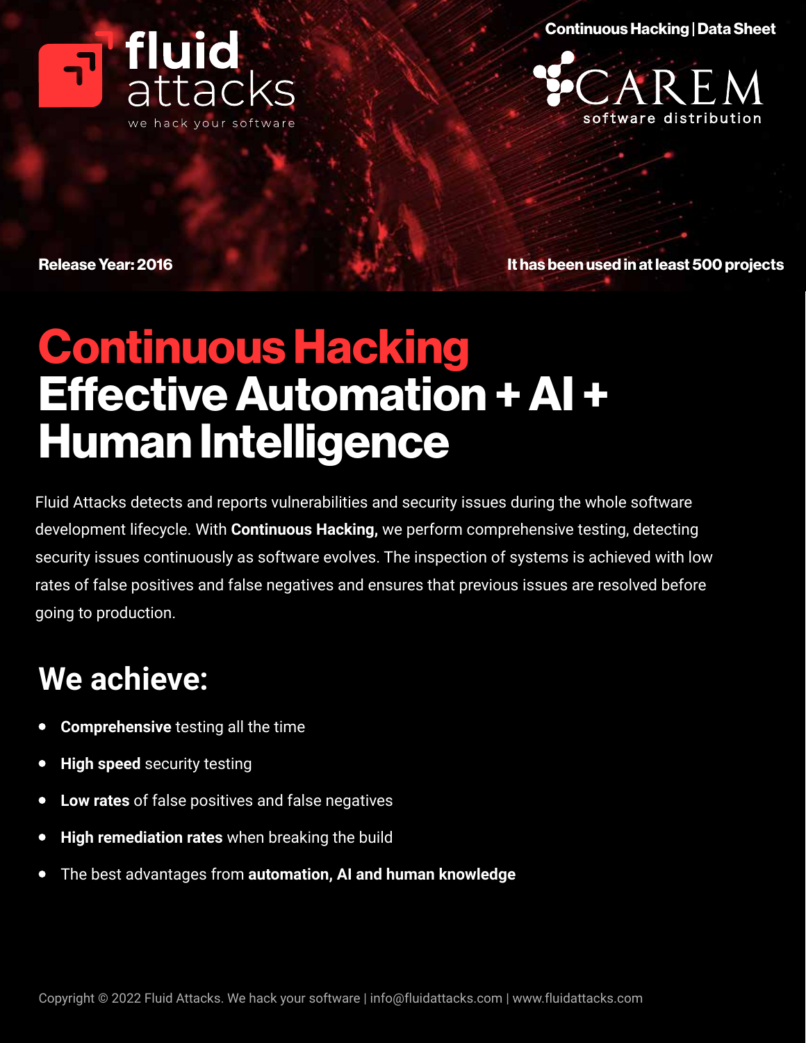fluid attacks

we hack your software

Continuous Hacking | Data Sheet

CAREM software distribution

Release Year: 2016

It has been used in at least 500 projects

# Continuous Hacking Effective Automation + AI + Human Intelligence

Fluid Attacks detects and reports vulnerabilities and security issues during the whole software development lifecycle. With **Continuous Hacking,** we perform comprehensive testing, detecting security issues continuously as software evolves. The inspection of systems is achieved with low rates of false positives and false negatives and ensures that previous issues are resolved before going to production.

## We achieve:

- **Comprehensive** testing all the time
- **High speed** security testing
- **Low rates** of false positives and false negatives
- **High remediation rates** when breaking the build
- The best advantages from **automation, AI and human knowledge**

Copyright © 2022 Fluid Attacks. We hack your software | info@fluidattacks.com | www.fluidattacks.com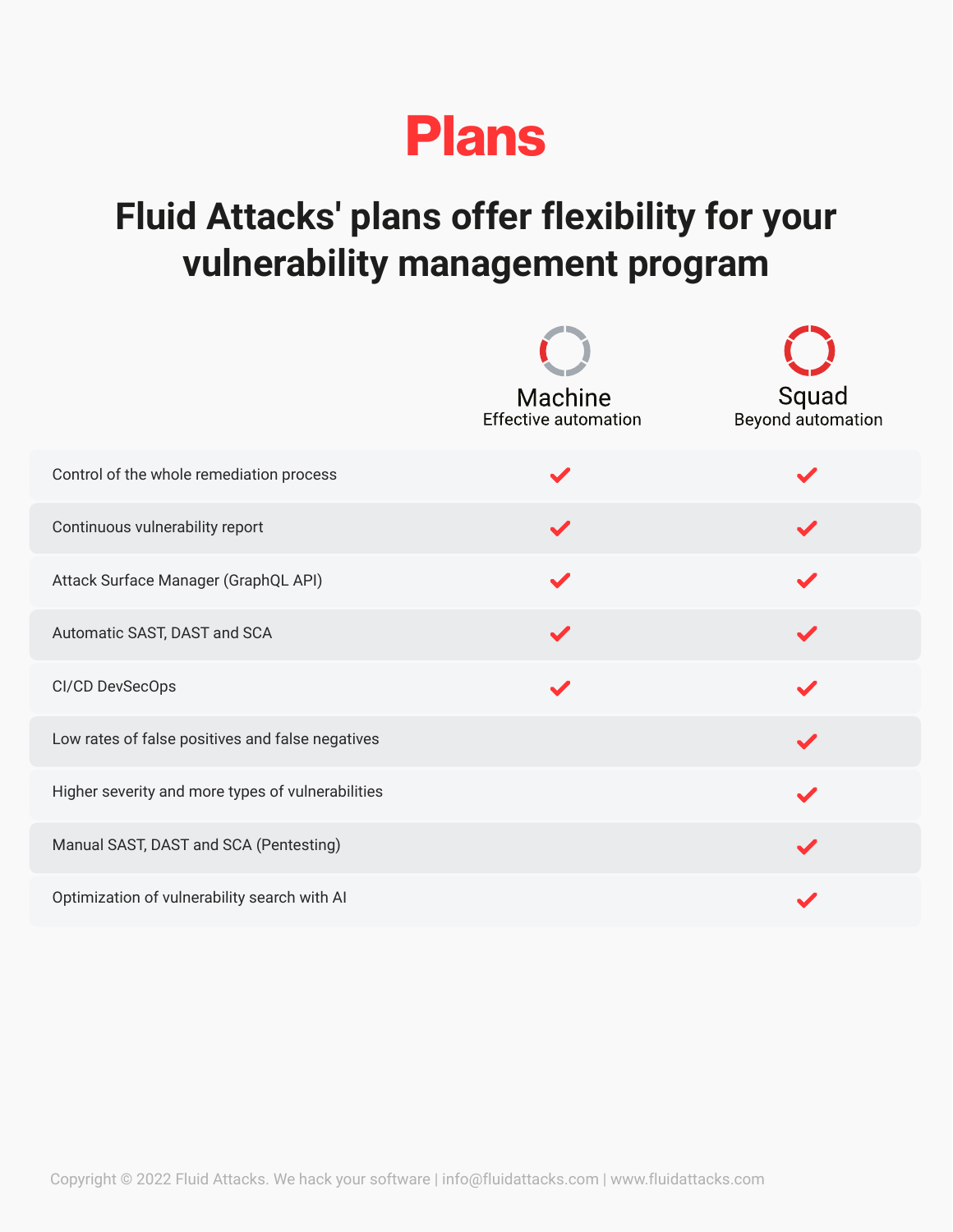# Plans

## Fluid Attacks' plans offer flexibility for your vulnerability management program

| | Machine<br>Effective automation | Squad<br>Beyond automation |
|---|---|---|
| Control of the whole remediation process | ✔ | ✔ |
| Continuous vulnerability report | ✔ | ✔ |
| Attack Surface Manager (GraphQL API) | ✔ | ✔ |
| Automatic SAST, DAST and SCA | ✔ | ✔ |
| CI/CD DevSecOps | ✔ | ✔ |
| Low rates of false positives and false negatives | | ✔ |
| Higher severity and more types of vulnerabilities | | ✔ |
| Manual SAST, DAST and SCA (Pentesting) | | ✔ |
| Optimization of vulnerability search with AI | | ✔ |

Copyright © 2022 Fluid Attacks. We hack your software | info@fluidattacks.com | www.fluidattacks.com